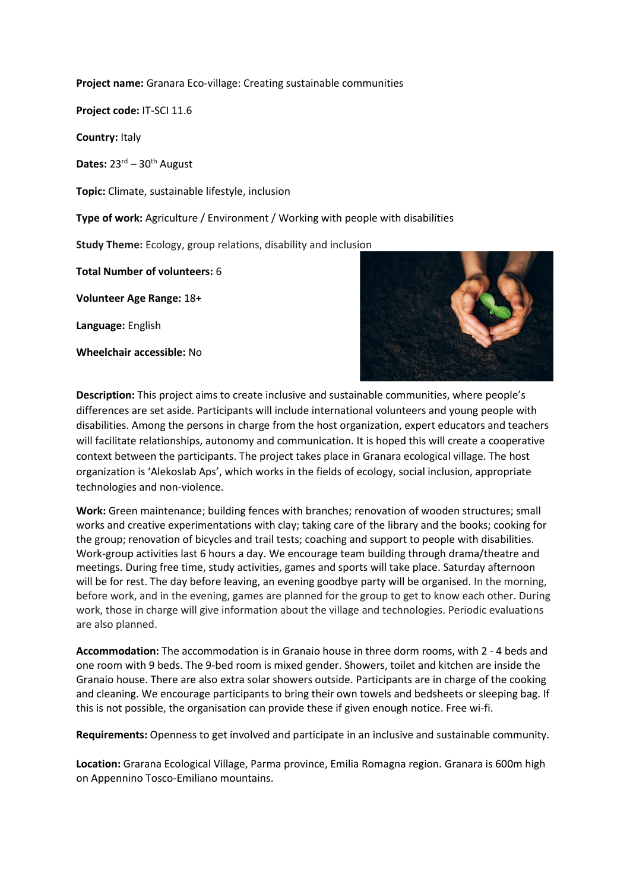**Project name:** Granara Eco-village: Creating sustainable communities

**Project code:** IT-SCI 11.6

**Country:** Italy

**Dates:** 23rd – 30th August

**Topic:** Climate, sustainable lifestyle, inclusion

**Type of work:** Agriculture / Environment / Working with people with disabilities

**Study Theme:** Ecology, group relations, disability and inclusion

**Total Number of volunteers:** 6

**Volunteer Age Range:** 18+

**Language:** English

**Wheelchair accessible:** No

**Description:** This project aims to create inclusive and sustainable communities, where people's differences are set aside. Participants will include international volunteers and young people with disabilities. Among the persons in charge from the host organization, expert educators and teachers will facilitate relationships, autonomy and communication. It is hoped this will create a cooperative context between the participants. The project takes place in Granara ecological village. The host organization is 'Alekoslab Aps', which works in the fields of ecology, social inclusion, appropriate technologies and non-violence.

**Work:** Green maintenance; building fences with branches; renovation of wooden structures; small works and creative experimentations with clay; taking care of the library and the books; cooking for the group; renovation of bicycles and trail tests; coaching and support to people with disabilities. Work-group activities last 6 hours a day. We encourage team building through drama/theatre and meetings. During free time, study activities, games and sports will take place. Saturday afternoon will be for rest. The day before leaving, an evening goodbye party will be organised. In the morning, before work, and in the evening, games are planned for the group to get to know each other. During work, those in charge will give information about the village and technologies. Periodic evaluations are also planned.

**Accommodation:** The accommodation is in Granaio house in three dorm rooms, with 2 - 4 beds and one room with 9 beds. The 9-bed room is mixed gender. Showers, toilet and kitchen are inside the Granaio house. There are also extra solar showers outside. Participants are in charge of the cooking and cleaning. We encourage participants to bring their own towels and bedsheets or sleeping bag. If this is not possible, the organisation can provide these if given enough notice. Free wi-fi.

**Requirements:** Openness to get involved and participate in an inclusive and sustainable community.

**Location:** Grarana Ecological Village, Parma province, Emilia Romagna region. Granara is 600m high on Appennino Tosco-Emiliano mountains.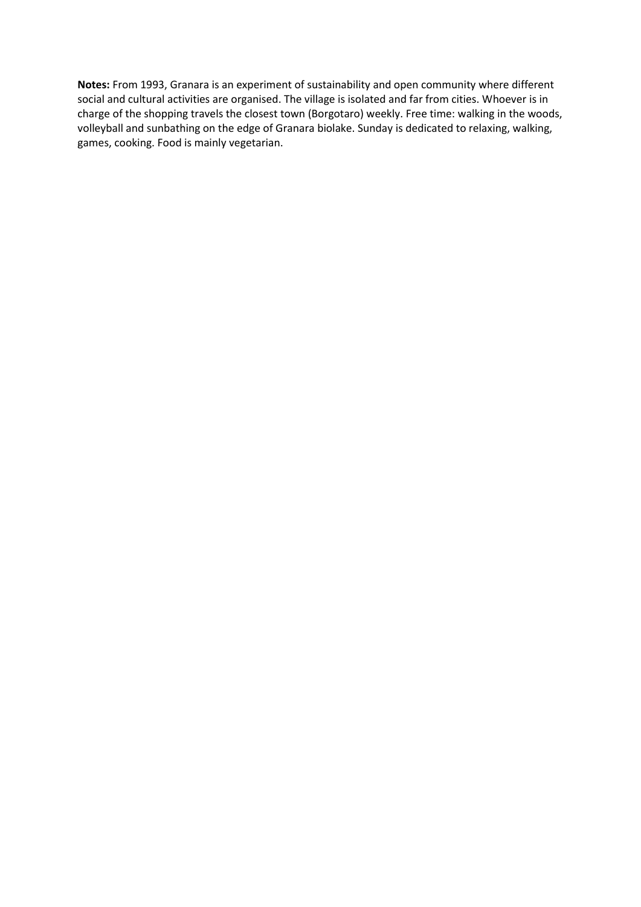**Notes:** From 1993, Granara is an experiment of sustainability and open community where different social and cultural activities are organised. The village is isolated and far from cities. Whoever is in charge of the shopping travels the closest town (Borgotaro) weekly. Free time: walking in the woods, volleyball and sunbathing on the edge of Granara biolake. Sunday is dedicated to relaxing, walking, games, cooking. Food is mainly vegetarian.